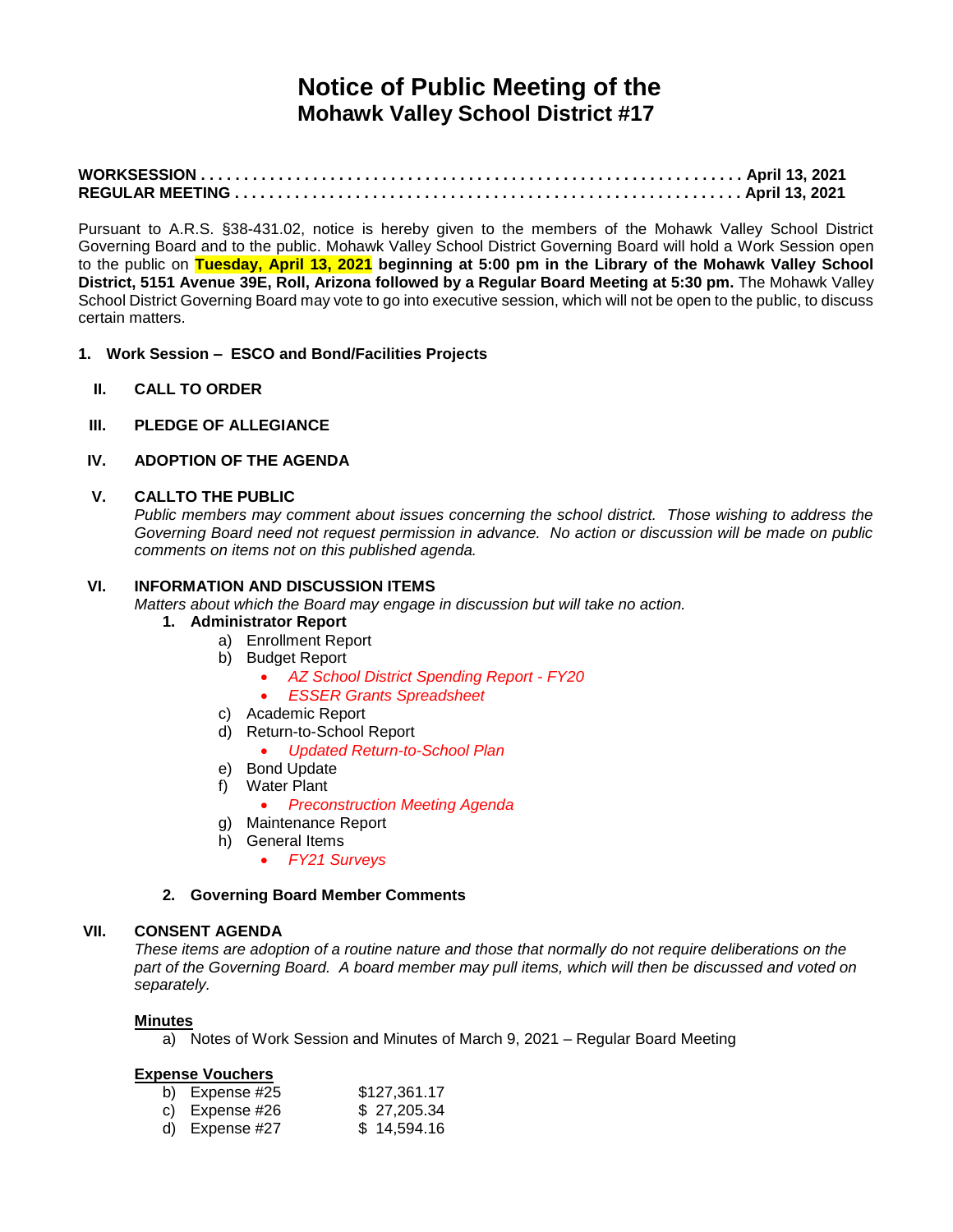# Notice of Public Meeting of the
## Mohawk Valley School District #17

**WORKSESSION . . . . . . . . . . . . . . . . . . . . . . . . . . . . . . . . . . . . . . . . . . . . . . . . . . . . . . . . . . . . . . April 13, 2021**
**REGULAR MEETING . . . . . . . . . . . . . . . . . . . . . . . . . . . . . . . . . . . . . . . . . . . . . . . . . . . . . . . . . April 13, 2021**

Pursuant to A.R.S. §38-431.02, notice is hereby given to the members of the Mohawk Valley School District Governing Board and to the public. Mohawk Valley School District Governing Board will hold a Work Session open to the public on **Tuesday, April 13, 2021 beginning at 5:00 pm in the Library of the Mohawk Valley School District, 5151 Avenue 39E, Roll, Arizona followed by a Regular Board Meeting at 5:30 pm.** The Mohawk Valley School District Governing Board may vote to go into executive session, which will not be open to the public, to discuss certain matters.

**1. Work Session – ESCO and Bond/Facilities Projects**

**II. CALL TO ORDER**

**III. PLEDGE OF ALLEGIANCE**

**IV. ADOPTION OF THE AGENDA**

**V. CALLTO THE PUBLIC**

*Public members may comment about issues concerning the school district. Those wishing to address the Governing Board need not request permission in advance. No action or discussion will be made on public comments on items not on this published agenda.*

**VI. INFORMATION AND DISCUSSION ITEMS**

*Matters about which the Board may engage in discussion but will take no action.*

1. **Administrator Report**
   - a) Enrollment Report
   - b) Budget Report
     - *AZ School District Spending Report - FY20*
     - *ESSER Grants Spreadsheet*
   - c) Academic Report
   - d) Return-to-School Report
     - *Updated Return-to-School Plan*
   - e) Bond Update
   - f) Water Plant
     - *Preconstruction Meeting Agenda*
   - g) Maintenance Report
   - h) General Items
     - *FY21 Surveys*

2. **Governing Board Member Comments**

**VII. CONSENT AGENDA**

*These items are adoption of a routine nature and those that normally do not require deliberations on the part of the Governing Board. A board member may pull items, which will then be discussed and voted on separately.*

**Minutes**

a) Notes of Work Session and Minutes of March 9, 2021 – Regular Board Meeting

**Expense Vouchers**

| | |
|---|---|
| b) Expense #25 | $127,361.17 |
| c) Expense #26 | $ 27,205.34 |
| d) Expense #27 | $ 14,594.16 |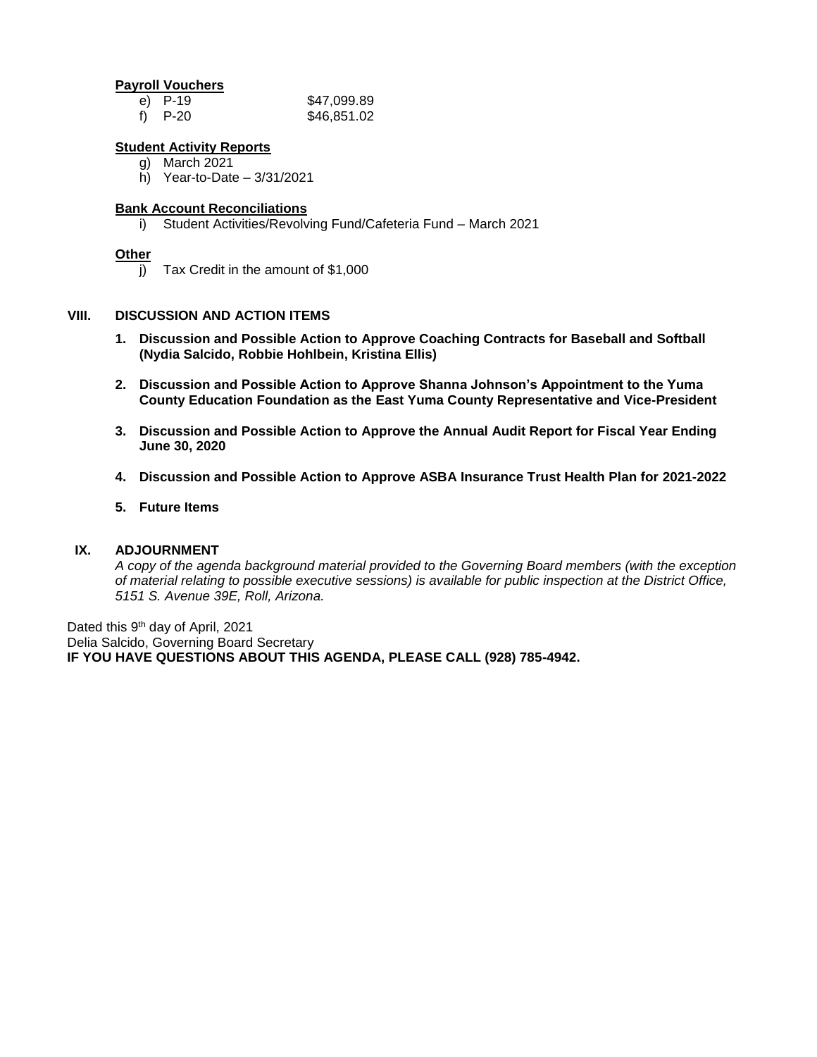**Payroll Vouchers**

e) P-19 $47,099.89
f) P-20 $46,851.02

**Student Activity Reports**

g) March 2021
h) Year-to-Date – 3/31/2021

**Bank Account Reconciliations**

i) Student Activities/Revolving Fund/Cafeteria Fund – March 2021

**Other**

j) Tax Credit in the amount of $1,000

## VIII. DISCUSSION AND ACTION ITEMS

1. **Discussion and Possible Action to Approve Coaching Contracts for Baseball and Softball (Nydia Salcido, Robbie Hohlbein, Kristina Ellis)**

2. **Discussion and Possible Action to Approve Shanna Johnson's Appointment to the Yuma County Education Foundation as the East Yuma County Representative and Vice-President**

3. **Discussion and Possible Action to Approve the Annual Audit Report for Fiscal Year Ending June 30, 2020**

4. **Discussion and Possible Action to Approve ASBA Insurance Trust Health Plan for 2021-2022**

5. **Future Items**

## IX. ADJOURNMENT

*A copy of the agenda background material provided to the Governing Board members (with the exception of material relating to possible executive sessions) is available for public inspection at the District Office, 5151 S. Avenue 39E, Roll, Arizona.*

Dated this 9th day of April, 2021
Delia Salcido, Governing Board Secretary
**IF YOU HAVE QUESTIONS ABOUT THIS AGENDA, PLEASE CALL (928) 785-4942.**